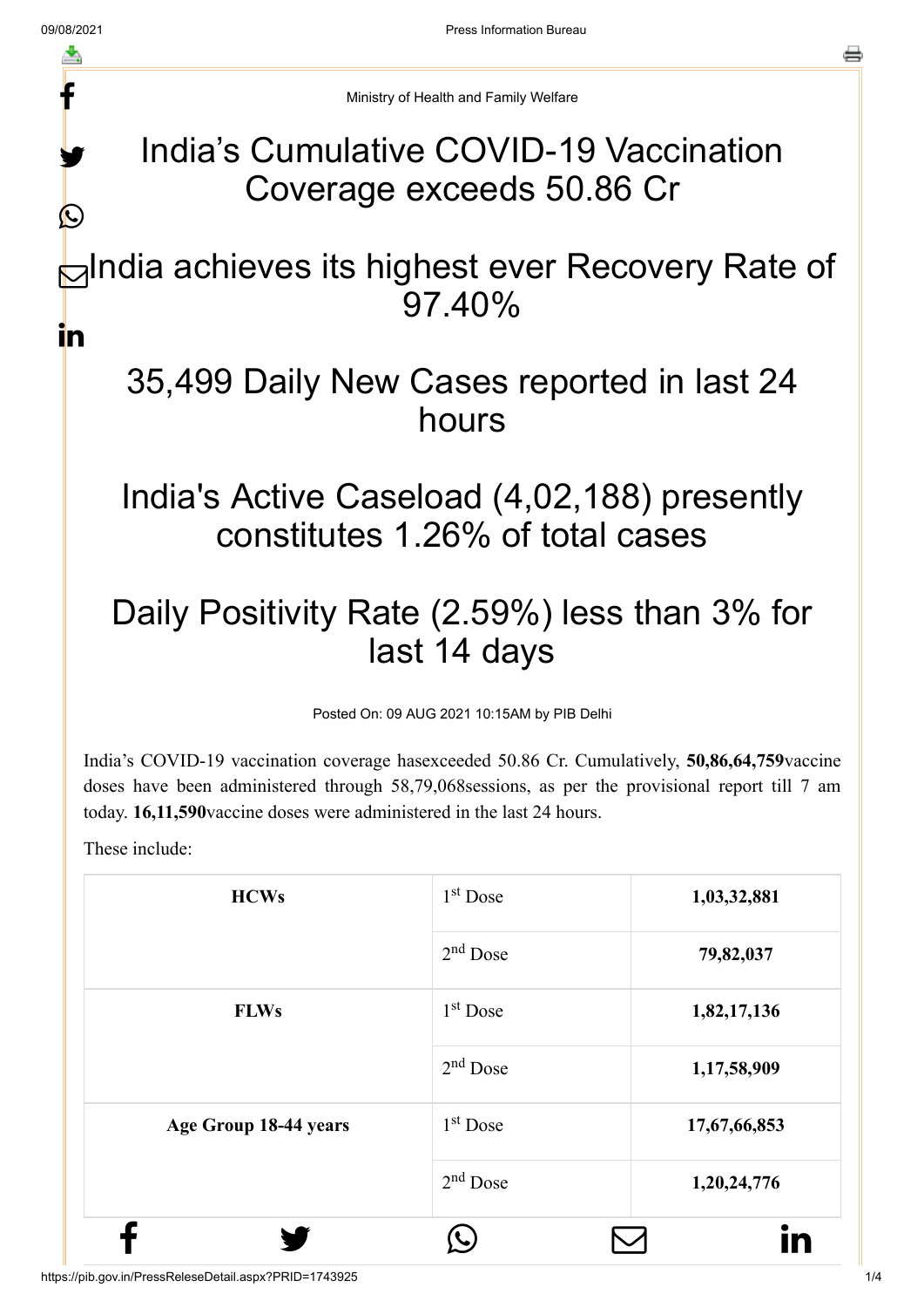Ministry of Health and Family Welfare

# India's Cumulative COVID-19 Vaccination Coverage exceeds 50.86 Cr

# India achieves its highest ever Recovery Rate of 97.40%

# 35,499 Daily New Cases reported in last 24 hours

# India's Active Caseload (4,02,188) presently constitutes 1.26% of total cases

# Daily Positivity Rate (2.59%) less than 3% for last 14 days

Posted On: 09 AUG 2021 10:15AM by PIB Delhi

India's COVID-19 vaccination coverage hasexceeded 50.86 Cr. Cumulatively, **50,86,64,759**vaccine doses have been administered through 58,79,068sessions, as per the provisional report till 7 am today. **16,11,590**vaccine doses were administered in the last 24 hours.

These include:

| | | |
|---|---|---|
| **HCWs** | 1st Dose | **1,03,32,881** |
| | 2nd Dose | **79,82,037** |
| **FLWs** | 1st Dose | **1,82,17,136** |
| | 2nd Dose | **1,17,58,909** |
| **Age Group 18-44 years** | 1st Dose | **17,67,66,853** |
| | 2nd Dose | **1,20,24,776** |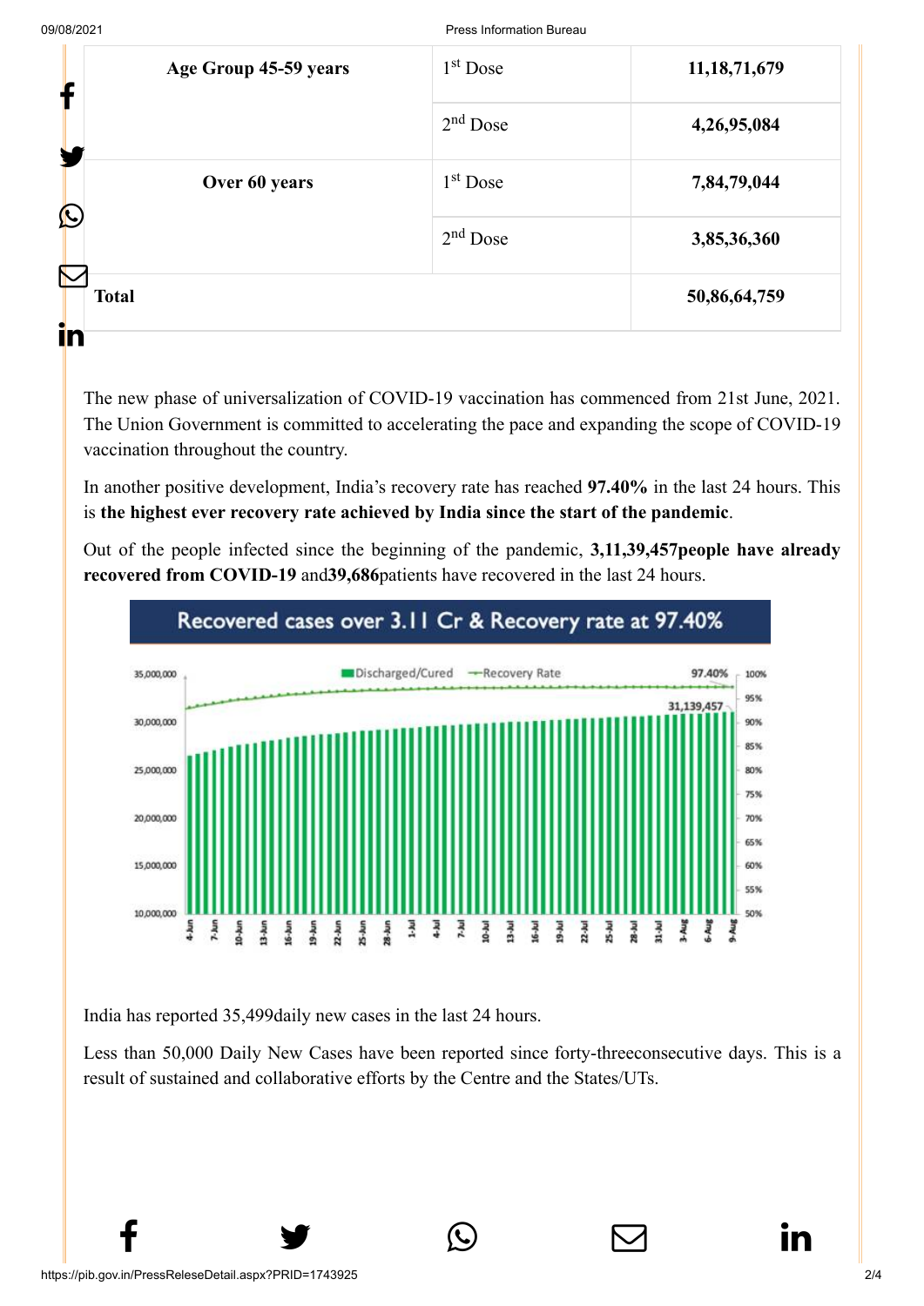| Age Group 45-59 years | 1st Dose | 11,18,71,679 |
|---|---|---|
| | 2nd Dose | 4,26,95,084 |
| Over 60 years | 1st Dose | 7,84,79,044 |
| | 2nd Dose | 3,85,36,360 |
| Total | | 50,86,64,759 |

The new phase of universalization of COVID-19 vaccination has commenced from 21st June, 2021. The Union Government is committed to accelerating the pace and expanding the scope of COVID-19 vaccination throughout the country.

In another positive development, India's recovery rate has reached **97.40%** in the last 24 hours. This is **the highest ever recovery rate achieved by India since the start of the pandemic**.

Out of the people infected since the beginning of the pandemic, **3,11,39,457people have already recovered from COVID-19** and**39,686**patients have recovered in the last 24 hours.

Recovered cases over 3.11 Cr & Recovery rate at 97.40%

India has reported 35,499daily new cases in the last 24 hours.

Less than 50,000 Daily New Cases have been reported since forty-threeconsecutive days. This is a result of sustained and collaborative efforts by the Centre and the States/UTs.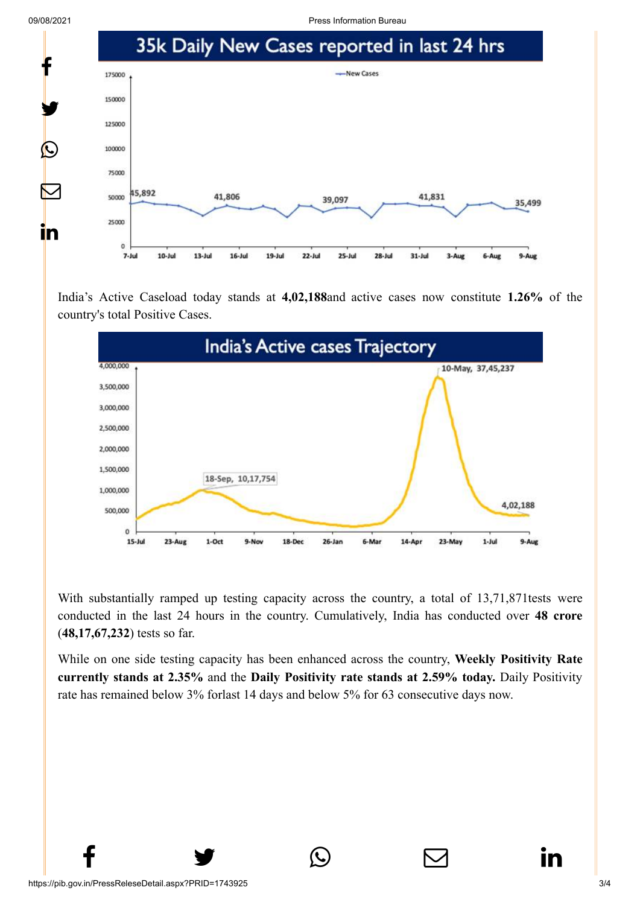35k Daily New Cases reported in last 24 hrs

India's Active Caseload today stands at **4,02,188**and active cases now constitute **1.26%** of the country's total Positive Cases.

India's Active cases Trajectory

With substantially ramped up testing capacity across the country, a total of 13,71,871tests were conducted in the last 24 hours in the country. Cumulatively, India has conducted over **48 crore** (**48,17,67,232**) tests so far.

While on one side testing capacity has been enhanced across the country, **Weekly Positivity Rate currently stands at 2.35%** and the **Daily Positivity rate stands at 2.59% today.** Daily Positivity rate has remained below 3% forlast 14 days and below 5% for 63 consecutive days now.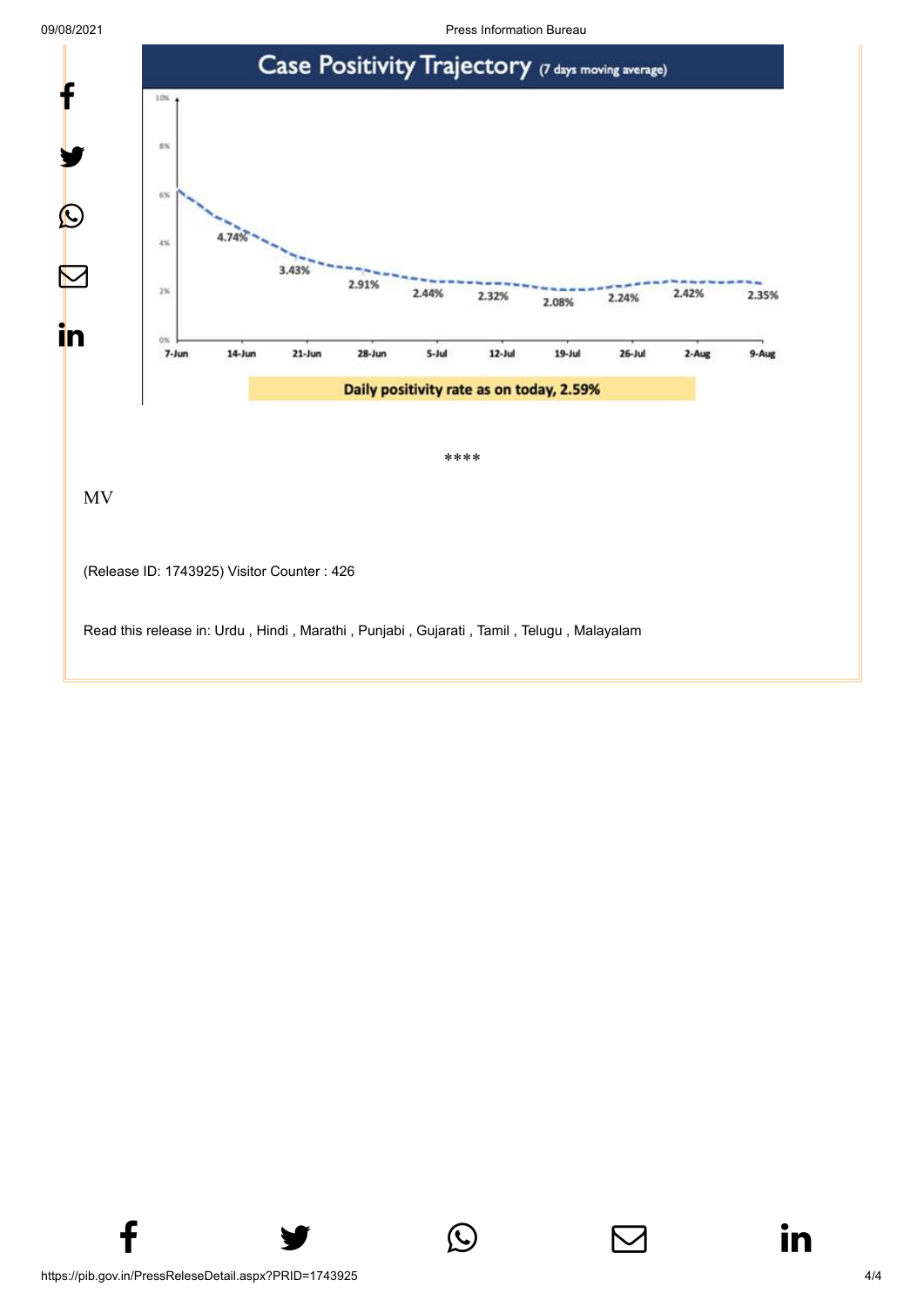## Case Positivity Trajectory (7 days moving average)

10%
8%
6%
4%
2%
0%

4.74%
3.43%
2.91%
2.44%
2.32%
2.08%
2.24%
2.42%
2.35%

7-Jun 14-Jun 21-Jun 28-Jun 5-Jul 12-Jul 19-Jul 26-Jul 2-Aug 9-Aug

**Daily positivity rate as on today, 2.59%**

\*\*\*\*

MV

(Release ID: 1743925) Visitor Counter : 426

Read this release in: Urdu , Hindi , Marathi , Punjabi , Gujarati , Tamil , Telugu , Malayalam